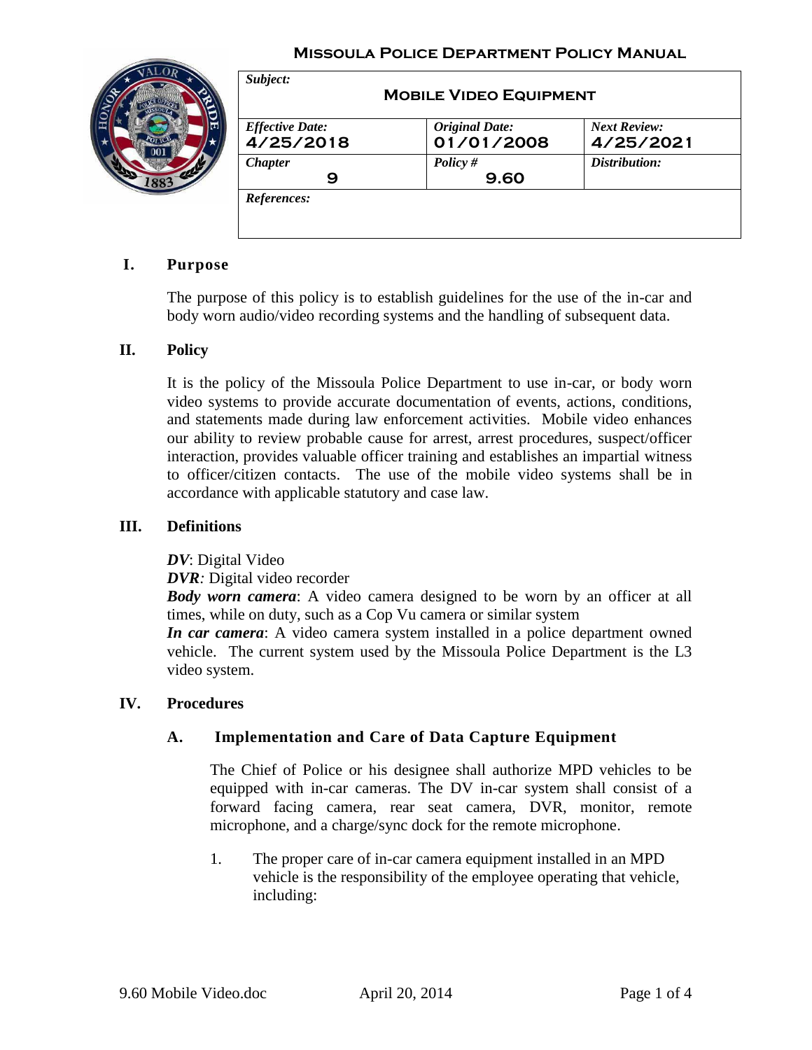# Missoula Police Department Policy Manual

| Subject: MOBILE VIDEO EQUIPMENT | | |
|---|---|---|
| *Effective Date:* 4/25/2018 | *Original Date:* 01/01/2008 | *Next Review:* 4/25/2021 |
| *Chapter* 9 | *Policy #* 9.60 | *Distribution:* |
| *References:* | | |

## I. Purpose

The purpose of this policy is to establish guidelines for the use of the in-car and body worn audio/video recording systems and the handling of subsequent data.

## II. Policy

It is the policy of the Missoula Police Department to use in-car, or body worn video systems to provide accurate documentation of events, actions, conditions, and statements made during law enforcement activities. Mobile video enhances our ability to review probable cause for arrest, arrest procedures, suspect/officer interaction, provides valuable officer training and establishes an impartial witness to officer/citizen contacts. The use of the mobile video systems shall be in accordance with applicable statutory and case law.

## III. Definitions

***DV***: Digital Video
***DVR***: Digital video recorder
***Body worn camera***: A video camera designed to be worn by an officer at all times, while on duty, such as a Cop Vu camera or similar system
***In car camera***: A video camera system installed in a police department owned vehicle. The current system used by the Missoula Police Department is the L3 video system.

## IV. Procedures

### A. Implementation and Care of Data Capture Equipment

The Chief of Police or his designee shall authorize MPD vehicles to be equipped with in-car cameras. The DV in-car system shall consist of a forward facing camera, rear seat camera, DVR, monitor, remote microphone, and a charge/sync dock for the remote microphone.

1. The proper care of in-car camera equipment installed in an MPD vehicle is the responsibility of the employee operating that vehicle, including: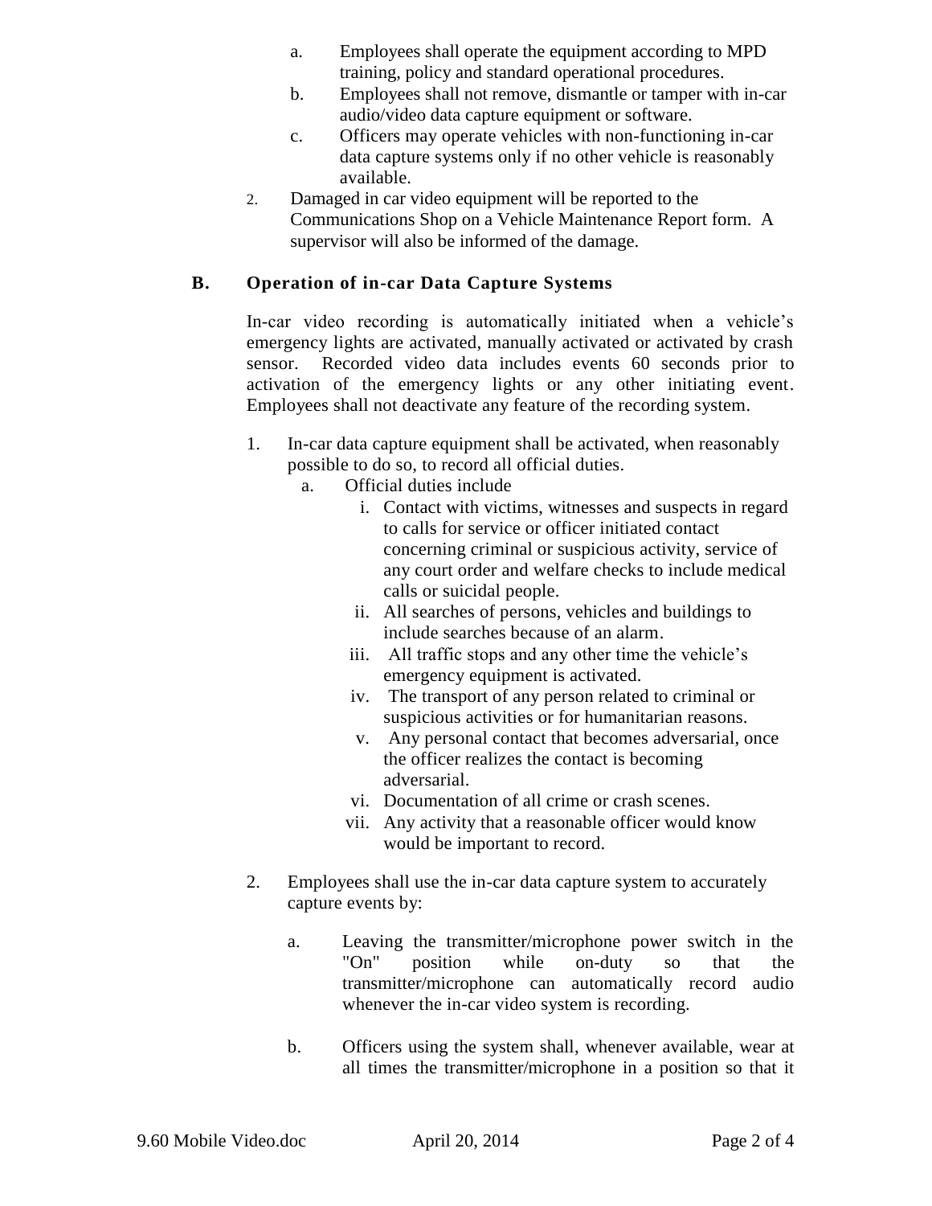a. Employees shall operate the equipment according to MPD training, policy and standard operational procedures.

b. Employees shall not remove, dismantle or tamper with in-car audio/video data capture equipment or software.

c. Officers may operate vehicles with non-functioning in-car data capture systems only if no other vehicle is reasonably available.

2. Damaged in car video equipment will be reported to the Communications Shop on a Vehicle Maintenance Report form. A supervisor will also be informed of the damage.

## B. Operation of in-car Data Capture Systems

In-car video recording is automatically initiated when a vehicle's emergency lights are activated, manually activated or activated by crash sensor. Recorded video data includes events 60 seconds prior to activation of the emergency lights or any other initiating event. Employees shall not deactivate any feature of the recording system.

1. In-car data capture equipment shall be activated, when reasonably possible to do so, to record all official duties.
   a. Official duties include
      i. Contact with victims, witnesses and suspects in regard to calls for service or officer initiated contact concerning criminal or suspicious activity, service of any court order and welfare checks to include medical calls or suicidal people.
      ii. All searches of persons, vehicles and buildings to include searches because of an alarm.
      iii. All traffic stops and any other time the vehicle's emergency equipment is activated.
      iv. The transport of any person related to criminal or suspicious activities or for humanitarian reasons.
      v. Any personal contact that becomes adversarial, once the officer realizes the contact is becoming adversarial.
      vi. Documentation of all crime or crash scenes.
      vii. Any activity that a reasonable officer would know would be important to record.

2. Employees shall use the in-car data capture system to accurately capture events by:

   a. Leaving the transmitter/microphone power switch in the "On" position while on-duty so that the transmitter/microphone can automatically record audio whenever the in-car video system is recording.

   b. Officers using the system shall, whenever available, wear at all times the transmitter/microphone in a position so that it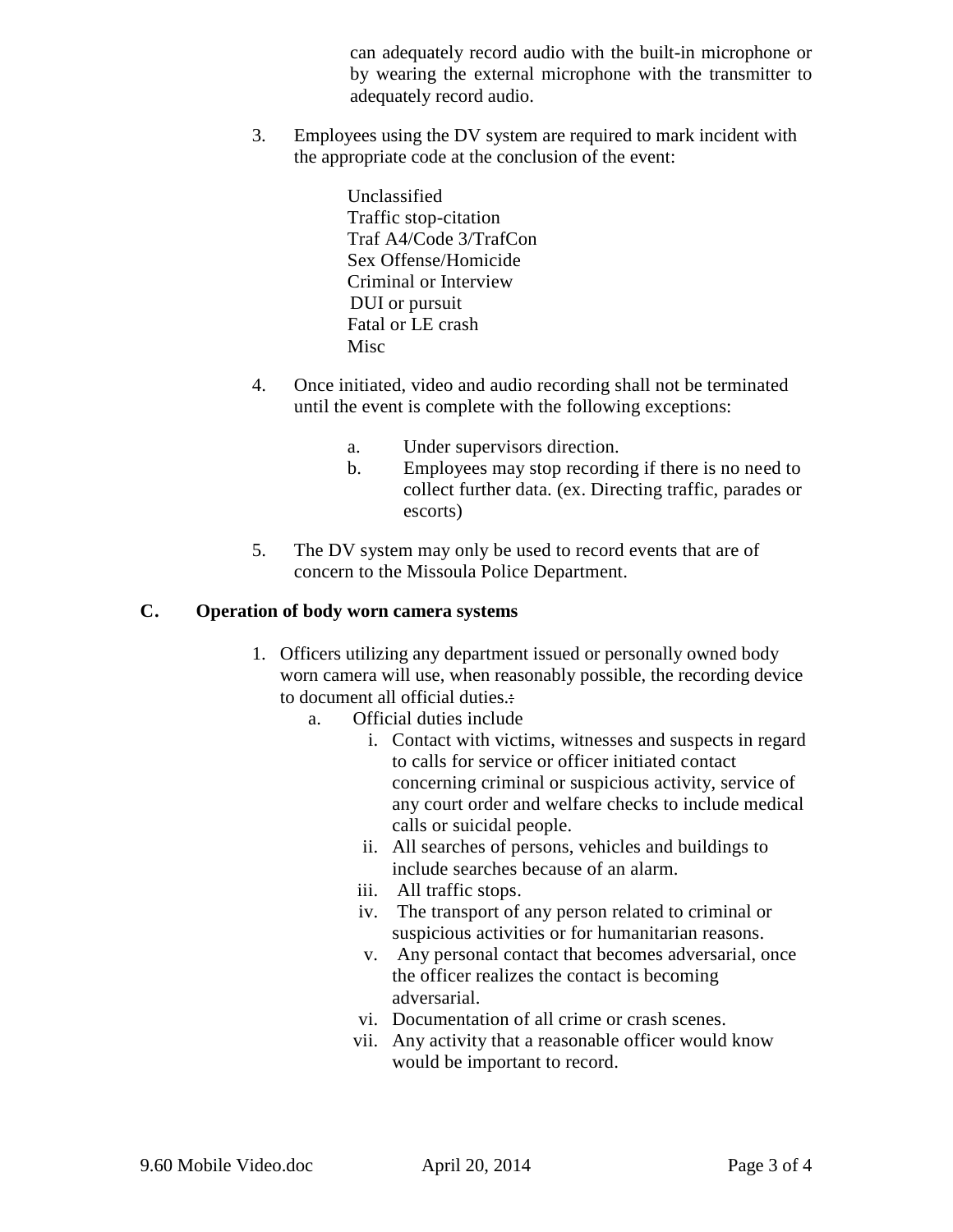can adequately record audio with the built-in microphone or by wearing the external microphone with the transmitter to adequately record audio.

3. Employees using the DV system are required to mark incident with the appropriate code at the conclusion of the event:

   Unclassified
   Traffic stop-citation
   Traf A4/Code 3/TrafCon
   Sex Offense/Homicide
   Criminal or Interview
   DUI or pursuit
   Fatal or LE crash
   Misc

4. Once initiated, video and audio recording shall not be terminated until the event is complete with the following exceptions:

   a. Under supervisors direction.
   b. Employees may stop recording if there is no need to collect further data. (ex. Directing traffic, parades or escorts)

5. The DV system may only be used to record events that are of concern to the Missoula Police Department.

**C. Operation of body worn camera systems**

1. Officers utilizing any department issued or personally owned body worn camera will use, when reasonably possible, the recording device to document all official duties.:
   a. Official duties include
      i. Contact with victims, witnesses and suspects in regard to calls for service or officer initiated contact concerning criminal or suspicious activity, service of any court order and welfare checks to include medical calls or suicidal people.
      ii. All searches of persons, vehicles and buildings to include searches because of an alarm.
      iii. All traffic stops.
      iv. The transport of any person related to criminal or suspicious activities or for humanitarian reasons.
      v. Any personal contact that becomes adversarial, once the officer realizes the contact is becoming adversarial.
      vi. Documentation of all crime or crash scenes.
      vii. Any activity that a reasonable officer would know would be important to record.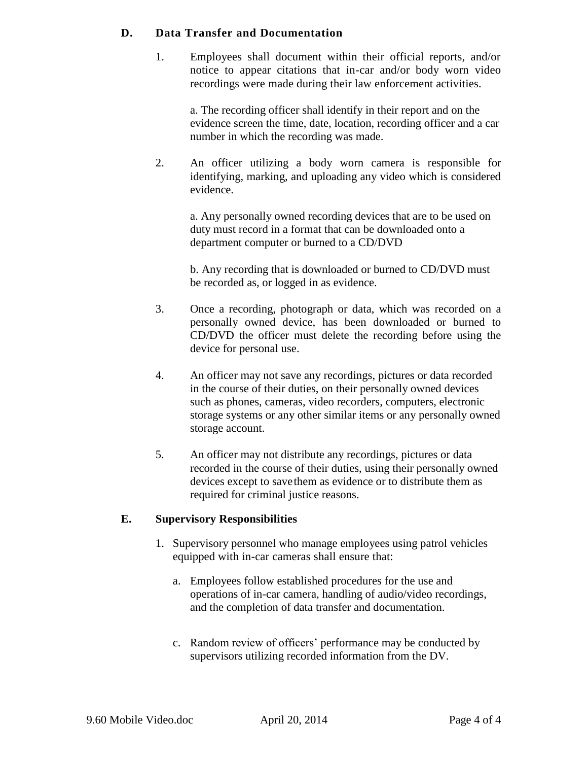### D. Data Transfer and Documentation

1. Employees shall document within their official reports, and/or notice to appear citations that in-car and/or body worn video recordings were made during their law enforcement activities.

   a. The recording officer shall identify in their report and on the evidence screen the time, date, location, recording officer and a car number in which the recording was made.

2. An officer utilizing a body worn camera is responsible for identifying, marking, and uploading any video which is considered evidence.

   a. Any personally owned recording devices that are to be used on duty must record in a format that can be downloaded onto a department computer or burned to a CD/DVD

   b. Any recording that is downloaded or burned to CD/DVD must be recorded as, or logged in as evidence.

3. Once a recording, photograph or data, which was recorded on a personally owned device, has been downloaded or burned to CD/DVD the officer must delete the recording before using the device for personal use.

4. An officer may not save any recordings, pictures or data recorded in the course of their duties, on their personally owned devices such as phones, cameras, video recorders, computers, electronic storage systems or any other similar items or any personally owned storage account.

5. An officer may not distribute any recordings, pictures or data recorded in the course of their duties, using their personally owned devices except to save them as evidence or to distribute them as required for criminal justice reasons.

### E. Supervisory Responsibilities

1. Supervisory personnel who manage employees using patrol vehicles equipped with in-car cameras shall ensure that:

   a. Employees follow established procedures for the use and operations of in-car camera, handling of audio/video recordings, and the completion of data transfer and documentation.

   c. Random review of officers' performance may be conducted by supervisors utilizing recorded information from the DV.

9.60 Mobile Video.doc April 20, 2014